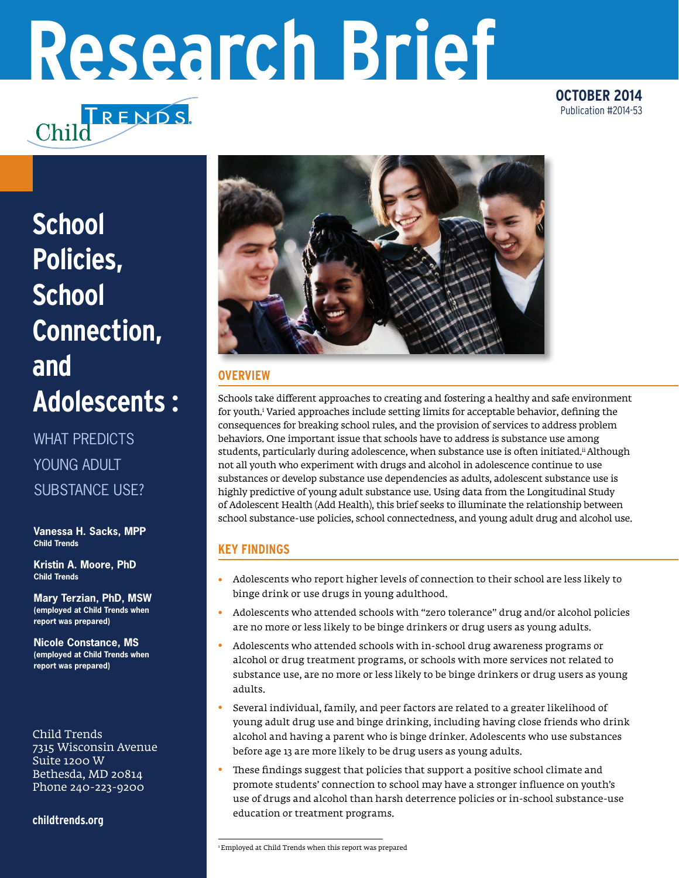# Research Brief

Child Trends

**OCTOBER 2014**
Publication #2014-53

# School Policies, School Connection, and Adolescents : WHAT PREDICTS YOUNG ADULT SUBSTANCE USE?

**Vanessa H. Sacks, MPP**
**Child Trends**

**Kristin A. Moore, PhD**
**Child Trends**

**Mary Terzian, PhD, MSW**
**(employed at Child Trends when report was prepared)**

**Nicole Constance, MS**
**(employed at Child Trends when report was prepared)**

Child Trends
7315 Wisconsin Avenue
Suite 1200 W
Bethesda, MD 20814
Phone 240-223-9200

**childtrends.org**

## OVERVIEW

Schools take different approaches to creating and fostering a healthy and safe environment for youth.[i] Varied approaches include setting limits for acceptable behavior, defining the consequences for breaking school rules, and the provision of services to address problem behaviors. One important issue that schools have to address is substance use among students, particularly during adolescence, when substance use is often initiated.[ii] Although not all youth who experiment with drugs and alcohol in adolescence continue to use substances or develop substance use dependencies as adults, adolescent substance use is highly predictive of young adult substance use. Using data from the Longitudinal Study of Adolescent Health (Add Health), this brief seeks to illuminate the relationship between school substance-use policies, school connectedness, and young adult drug and alcohol use.

## KEY FINDINGS

- Adolescents who report higher levels of connection to their school are less likely to binge drink or use drugs in young adulthood.
- Adolescents who attended schools with "zero tolerance" drug and/or alcohol policies are no more or less likely to be binge drinkers or drug users as young adults.
- Adolescents who attended schools with in-school drug awareness programs or alcohol or drug treatment programs, or schools with more services not related to substance use, are no more or less likely to be binge drinkers or drug users as young adults.
- Several individual, family, and peer factors are related to a greater likelihood of young adult drug use and binge drinking, including having close friends who drink alcohol and having a parent who is binge drinker. Adolescents who use substances before age 13 are more likely to be drug users as young adults.
- These findings suggest that policies that support a positive school climate and promote students' connection to school may have a stronger influence on youth's use of drugs and alcohol than harsh deterrence policies or in-school substance-use education or treatment programs.

[i] Employed at Child Trends when this report was prepared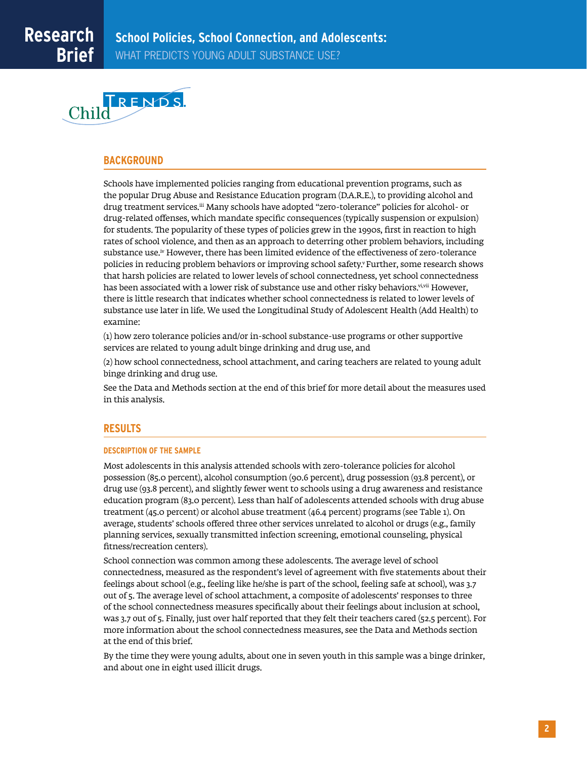## BACKGROUND

Schools have implemented policies ranging from educational prevention programs, such as the popular Drug Abuse and Resistance Education program (D.A.R.E.), to providing alcohol and drug treatment services.[iii] Many schools have adopted "zero-tolerance" policies for alcohol- or drug-related offenses, which mandate specific consequences (typically suspension or expulsion) for students. The popularity of these types of policies grew in the 1990s, first in reaction to high rates of school violence, and then as an approach to deterring other problem behaviors, including substance use.[iv] However, there has been limited evidence of the effectiveness of zero-tolerance policies in reducing problem behaviors or improving school safety.[v] Further, some research shows that harsh policies are related to lower levels of school connectedness, yet school connectedness has been associated with a lower risk of substance use and other risky behaviors.[vi,vii] However, there is little research that indicates whether school connectedness is related to lower levels of substance use later in life. We used the Longitudinal Study of Adolescent Health (Add Health) to examine:

(1) how zero tolerance policies and/or in-school substance-use programs or other supportive services are related to young adult binge drinking and drug use, and

(2) how school connectedness, school attachment, and caring teachers are related to young adult binge drinking and drug use.

See the Data and Methods section at the end of this brief for more detail about the measures used in this analysis.

## RESULTS

### DESCRIPTION OF THE SAMPLE

Most adolescents in this analysis attended schools with zero-tolerance policies for alcohol possession (85.0 percent), alcohol consumption (90.6 percent), drug possession (93.8 percent), or drug use (93.8 percent), and slightly fewer went to schools using a drug awareness and resistance education program (83.0 percent). Less than half of adolescents attended schools with drug abuse treatment (45.0 percent) or alcohol abuse treatment (46.4 percent) programs (see Table 1). On average, students' schools offered three other services unrelated to alcohol or drugs (e.g., family planning services, sexually transmitted infection screening, emotional counseling, physical fitness/recreation centers).

School connection was common among these adolescents. The average level of school connectedness, measured as the respondent's level of agreement with five statements about their feelings about school (e.g., feeling like he/she is part of the school, feeling safe at school), was 3.7 out of 5. The average level of school attachment, a composite of adolescents' responses to three of the school connectedness measures specifically about their feelings about inclusion at school, was 3.7 out of 5. Finally, just over half reported that they felt their teachers cared (52.5 percent). For more information about the school connectedness measures, see the Data and Methods section at the end of this brief.

By the time they were young adults, about one in seven youth in this sample was a binge drinker, and about one in eight used illicit drugs.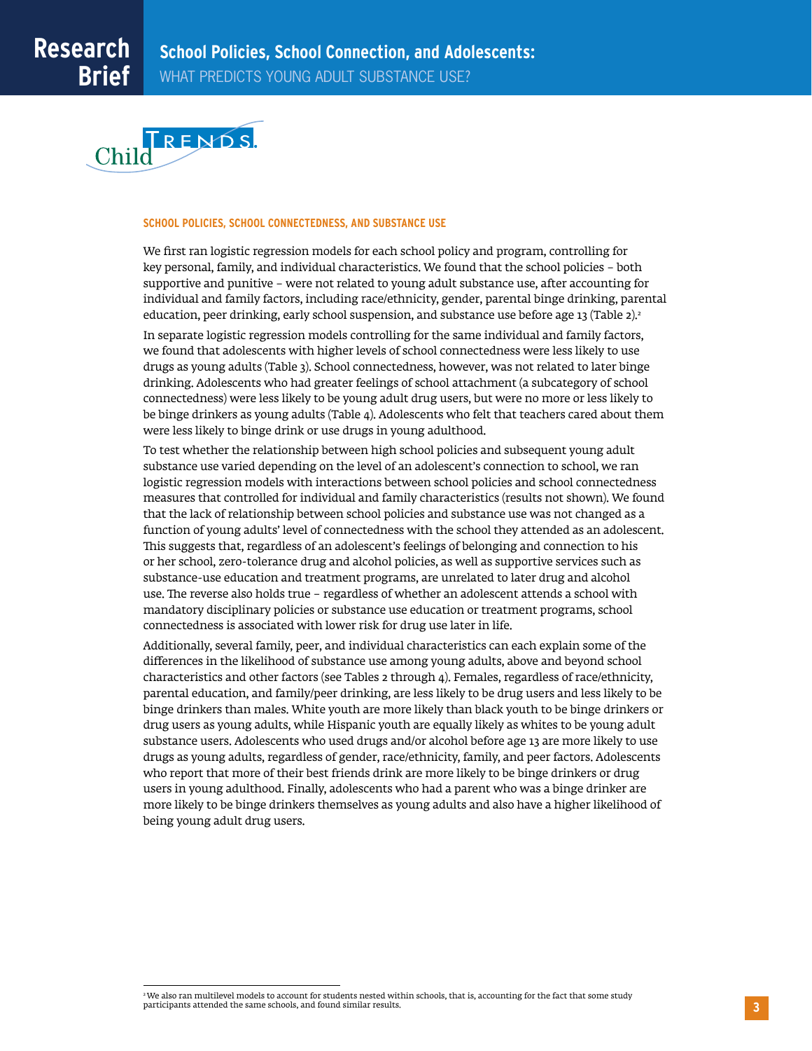### SCHOOL POLICIES, SCHOOL CONNECTEDNESS, AND SUBSTANCE USE

We first ran logistic regression models for each school policy and program, controlling for key personal, family, and individual characteristics. We found that the school policies – both supportive and punitive – were not related to young adult substance use, after accounting for individual and family factors, including race/ethnicity, gender, parental binge drinking, parental education, peer drinking, early school suspension, and substance use before age 13 (Table 2).[2]

In separate logistic regression models controlling for the same individual and family factors, we found that adolescents with higher levels of school connectedness were less likely to use drugs as young adults (Table 3). School connectedness, however, was not related to later binge drinking. Adolescents who had greater feelings of school attachment (a subcategory of school connectedness) were less likely to be young adult drug users, but were no more or less likely to be binge drinkers as young adults (Table 4). Adolescents who felt that teachers cared about them were less likely to binge drink or use drugs in young adulthood.

To test whether the relationship between high school policies and subsequent young adult substance use varied depending on the level of an adolescent's connection to school, we ran logistic regression models with interactions between school policies and school connectedness measures that controlled for individual and family characteristics (results not shown). We found that the lack of relationship between school policies and substance use was not changed as a function of young adults' level of connectedness with the school they attended as an adolescent. This suggests that, regardless of an adolescent's feelings of belonging and connection to his or her school, zero-tolerance drug and alcohol policies, as well as supportive services such as substance-use education and treatment programs, are unrelated to later drug and alcohol use. The reverse also holds true – regardless of whether an adolescent attends a school with mandatory disciplinary policies or substance use education or treatment programs, school connectedness is associated with lower risk for drug use later in life.

Additionally, several family, peer, and individual characteristics can each explain some of the differences in the likelihood of substance use among young adults, above and beyond school characteristics and other factors (see Tables 2 through 4). Females, regardless of race/ethnicity, parental education, and family/peer drinking, are less likely to be drug users and less likely to be binge drinkers than males. White youth are more likely than black youth to be binge drinkers or drug users as young adults, while Hispanic youth are equally likely as whites to be young adult substance users. Adolescents who used drugs and/or alcohol before age 13 are more likely to use drugs as young adults, regardless of gender, race/ethnicity, family, and peer factors. Adolescents who report that more of their best friends drink are more likely to be binge drinkers or drug users in young adulthood. Finally, adolescents who had a parent who was a binge drinker are more likely to be binge drinkers themselves as young adults and also have a higher likelihood of being young adult drug users.

---

[2] We also ran multilevel models to account for students nested within schools, that is, accounting for the fact that some study participants attended the same schools, and found similar results.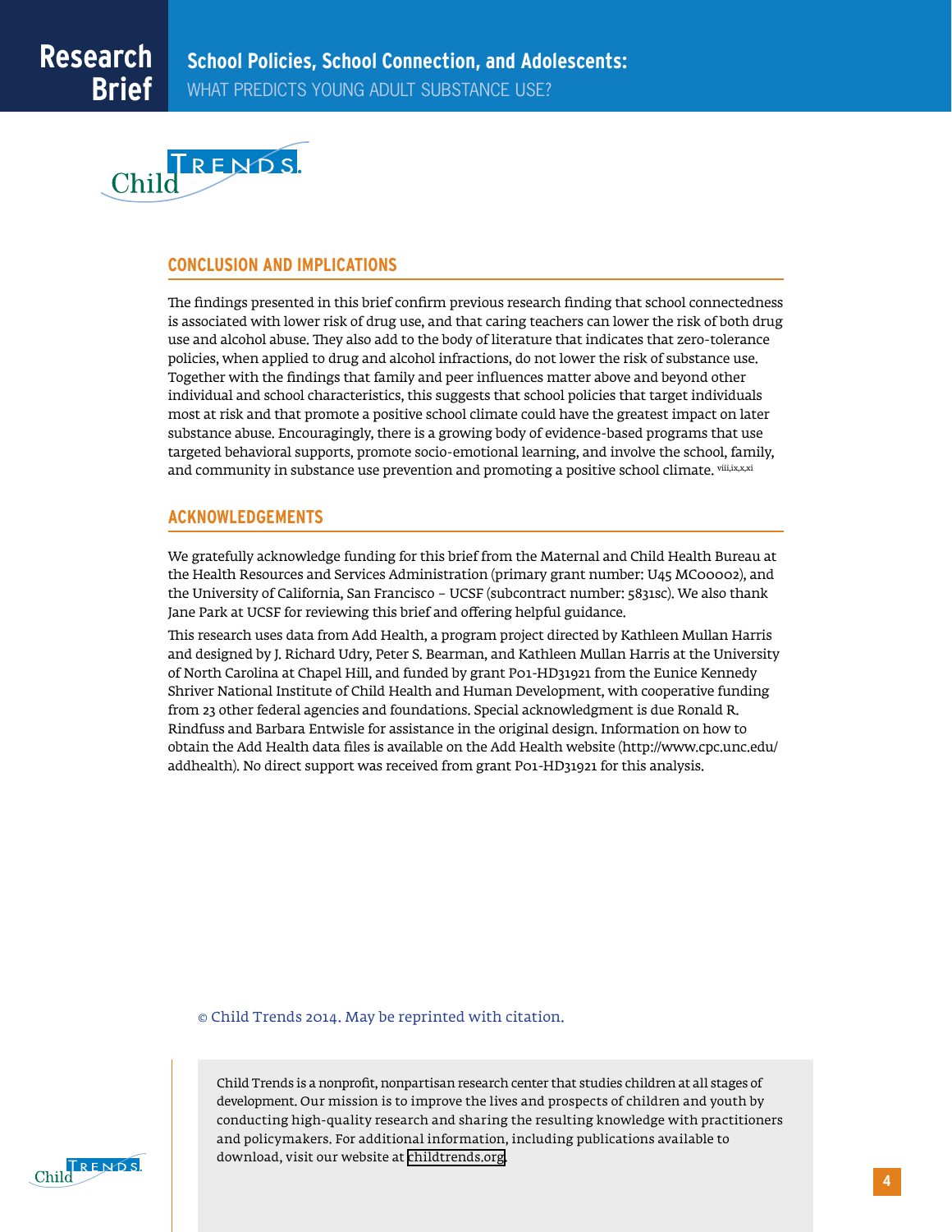## CONCLUSION AND IMPLICATIONS

The findings presented in this brief confirm previous research finding that school connectedness is associated with lower risk of drug use, and that caring teachers can lower the risk of both drug use and alcohol abuse. They also add to the body of literature that indicates that zero-tolerance policies, when applied to drug and alcohol infractions, do not lower the risk of substance use. Together with the findings that family and peer influences matter above and beyond other individual and school characteristics, this suggests that school policies that target individuals most at risk and that promote a positive school climate could have the greatest impact on later substance abuse. Encouragingly, there is a growing body of evidence-based programs that use targeted behavioral supports, promote socio-emotional learning, and involve the school, family, and community in substance use prevention and promoting a positive school climate. [viii,ix,x,xi]

## ACKNOWLEDGEMENTS

We gratefully acknowledge funding for this brief from the Maternal and Child Health Bureau at the Health Resources and Services Administration (primary grant number: U45 MC00002), and the University of California, San Francisco – UCSF (subcontract number: 5831sc). We also thank Jane Park at UCSF for reviewing this brief and offering helpful guidance.

This research uses data from Add Health, a program project directed by Kathleen Mullan Harris and designed by J. Richard Udry, Peter S. Bearman, and Kathleen Mullan Harris at the University of North Carolina at Chapel Hill, and funded by grant P01-HD31921 from the Eunice Kennedy Shriver National Institute of Child Health and Human Development, with cooperative funding from 23 other federal agencies and foundations. Special acknowledgment is due Ronald R. Rindfuss and Barbara Entwisle for assistance in the original design. Information on how to obtain the Add Health data files is available on the Add Health website (http://www.cpc.unc.edu/addhealth). No direct support was received from grant P01-HD31921 for this analysis.

© Child Trends 2014. May be reprinted with citation.

Child Trends is a nonprofit, nonpartisan research center that studies children at all stages of development. Our mission is to improve the lives and prospects of children and youth by conducting high-quality research and sharing the resulting knowledge with practitioners and policymakers. For additional information, including publications available to download, visit our website at childtrends.org.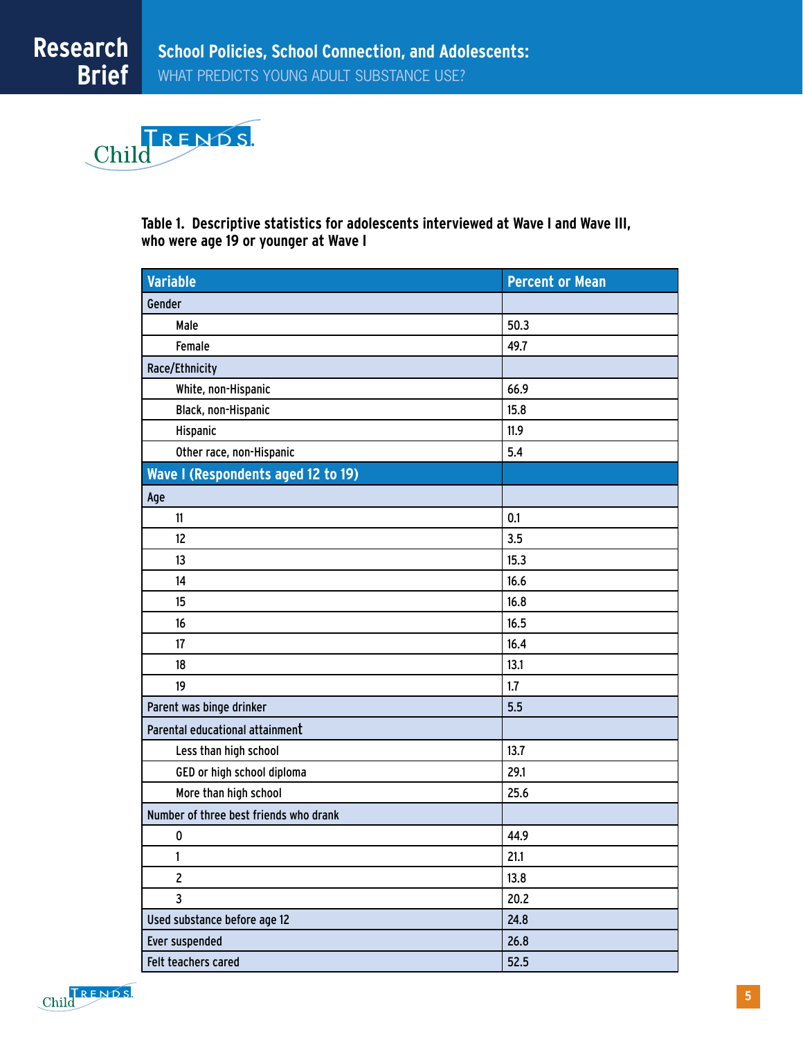**Table 1. Descriptive statistics for adolescents interviewed at Wave I and Wave III, who were age 19 or younger at Wave I**

| Variable | Percent or Mean |
|---|---|
| Gender | |
| Male | 50.3 |
| Female | 49.7 |
| Race/Ethnicity | |
| White, non-Hispanic | 66.9 |
| Black, non-Hispanic | 15.8 |
| Hispanic | 11.9 |
| Other race, non-Hispanic | 5.4 |
| **Wave I (Respondents aged 12 to 19)** | |
| Age | |
| 11 | 0.1 |
| 12 | 3.5 |
| 13 | 15.3 |
| 14 | 16.6 |
| 15 | 16.8 |
| 16 | 16.5 |
| 17 | 16.4 |
| 18 | 13.1 |
| 19 | 1.7 |
| Parent was binge drinker | 5.5 |
| Parental educational attainment | |
| Less than high school | 13.7 |
| GED or high school diploma | 29.1 |
| More than high school | 25.6 |
| Number of three best friends who drank | |
| 0 | 44.9 |
| 1 | 21.1 |
| 2 | 13.8 |
| 3 | 20.2 |
| Used substance before age 12 | 24.8 |
| Ever suspended | 26.8 |
| Felt teachers cared | 52.5 |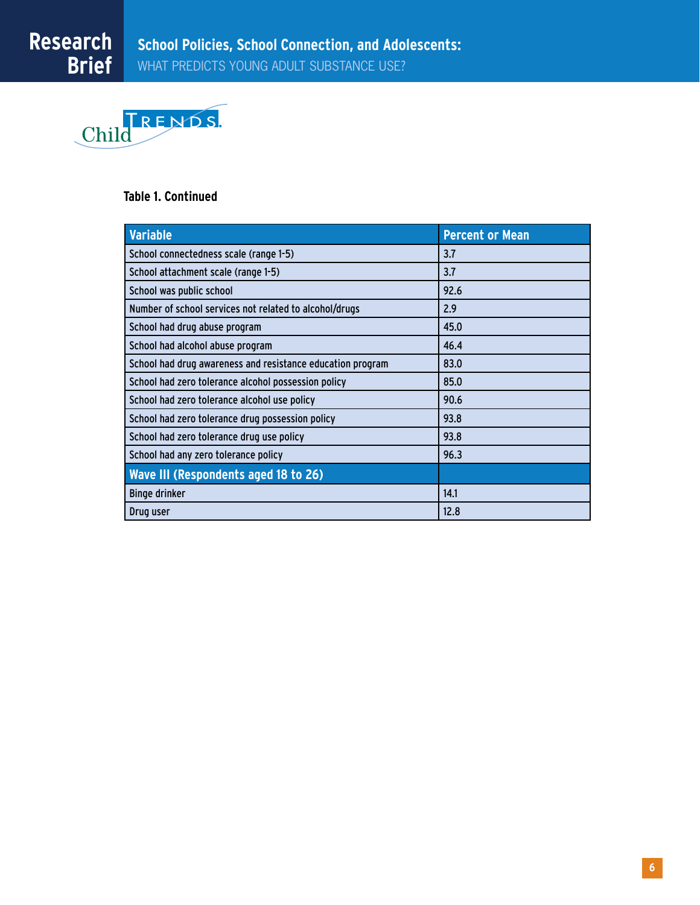**Table 1. Continued**

| Variable | Percent or Mean |
|---|---|
| School connectedness scale (range 1-5) | 3.7 |
| School attachment scale (range 1-5) | 3.7 |
| School was public school | 92.6 |
| Number of school services not related to alcohol/drugs | 2.9 |
| School had drug abuse program | 45.0 |
| School had alcohol abuse program | 46.4 |
| School had drug awareness and resistance education program | 83.0 |
| School had zero tolerance alcohol possession policy | 85.0 |
| School had zero tolerance alcohol use policy | 90.6 |
| School had zero tolerance drug possession policy | 93.8 |
| School had zero tolerance drug use policy | 93.8 |
| School had any zero tolerance policy | 96.3 |
| **Wave III (Respondents aged 18 to 26)** | |
| Binge drinker | 14.1 |
| Drug user | 12.8 |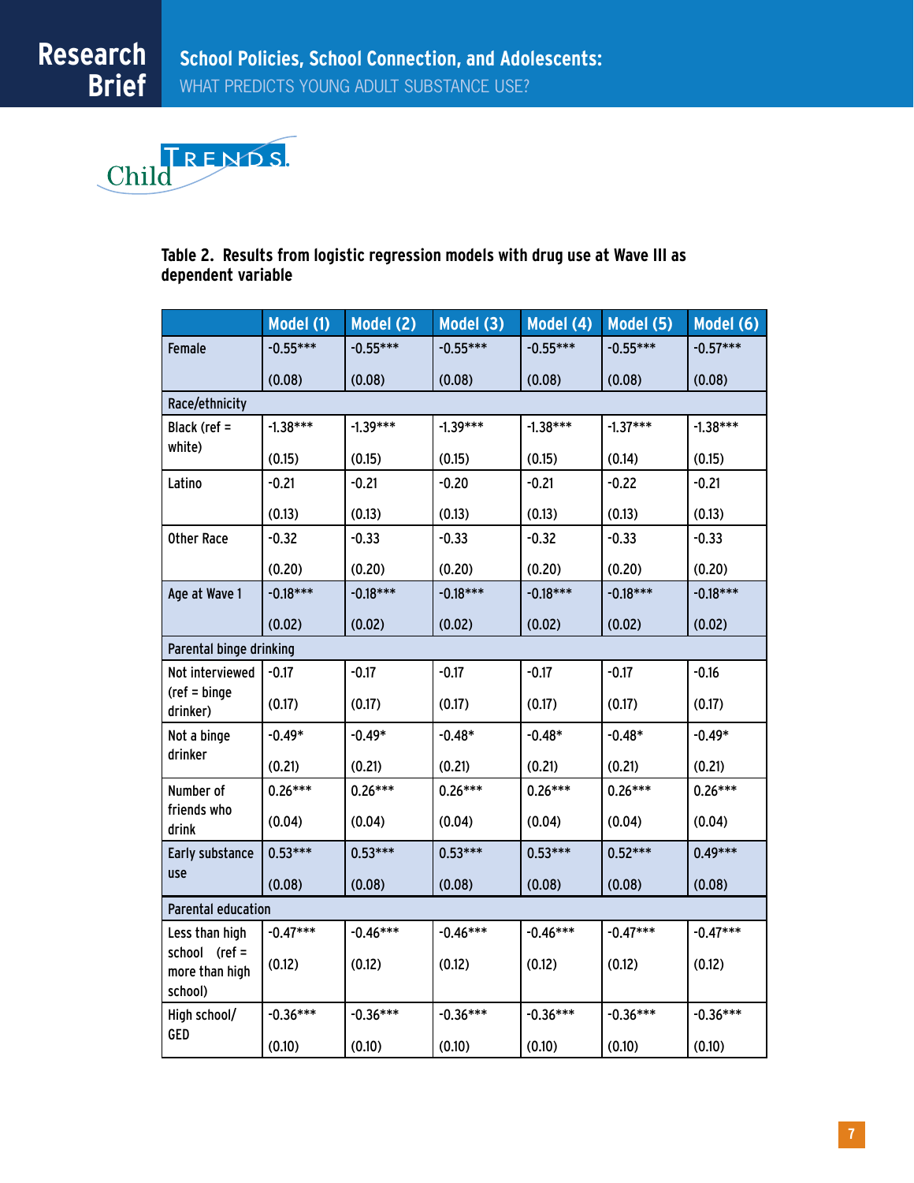**Table 2. Results from logistic regression models with drug use at Wave III as dependent variable**

| | Model (1) | Model (2) | Model (3) | Model (4) | Model (5) | Model (6) |
|---|---|---|---|---|---|---|
| Female | -0.55*** | -0.55*** | -0.55*** | -0.55*** | -0.55*** | -0.57*** |
| | (0.08) | (0.08) | (0.08) | (0.08) | (0.08) | (0.08) |
| Race/ethnicity | | | | | | |
| Black (ref = white) | -1.38*** | -1.39*** | -1.39*** | -1.38*** | -1.37*** | -1.38*** |
| | (0.15) | (0.15) | (0.15) | (0.15) | (0.14) | (0.15) |
| Latino | -0.21 | -0.21 | -0.20 | -0.21 | -0.22 | -0.21 |
| | (0.13) | (0.13) | (0.13) | (0.13) | (0.13) | (0.13) |
| Other Race | -0.32 | -0.33 | -0.33 | -0.32 | -0.33 | -0.33 |
| | (0.20) | (0.20) | (0.20) | (0.20) | (0.20) | (0.20) |
| Age at Wave 1 | -0.18*** | -0.18*** | -0.18*** | -0.18*** | -0.18*** | -0.18*** |
| | (0.02) | (0.02) | (0.02) | (0.02) | (0.02) | (0.02) |
| Parental binge drinking | | | | | | |
| Not interviewed (ref = binge drinker) | -0.17 | -0.17 | -0.17 | -0.17 | -0.17 | -0.16 |
| | (0.17) | (0.17) | (0.17) | (0.17) | (0.17) | (0.17) |
| Not a binge drinker | -0.49* | -0.49* | -0.48* | -0.48* | -0.48* | -0.49* |
| | (0.21) | (0.21) | (0.21) | (0.21) | (0.21) | (0.21) |
| Number of friends who drink | 0.26*** | 0.26*** | 0.26*** | 0.26*** | 0.26*** | 0.26*** |
| | (0.04) | (0.04) | (0.04) | (0.04) | (0.04) | (0.04) |
| Early substance use | 0.53*** | 0.53*** | 0.53*** | 0.53*** | 0.52*** | 0.49*** |
| | (0.08) | (0.08) | (0.08) | (0.08) | (0.08) | (0.08) |
| Parental education | | | | | | |
| Less than high school (ref = more than high school) | -0.47*** | -0.46*** | -0.46*** | -0.46*** | -0.47*** | -0.47*** |
| | (0.12) | (0.12) | (0.12) | (0.12) | (0.12) | (0.12) |
| High school/ GED | -0.36*** | -0.36*** | -0.36*** | -0.36*** | -0.36*** | -0.36*** |
| | (0.10) | (0.10) | (0.10) | (0.10) | (0.10) | (0.10) |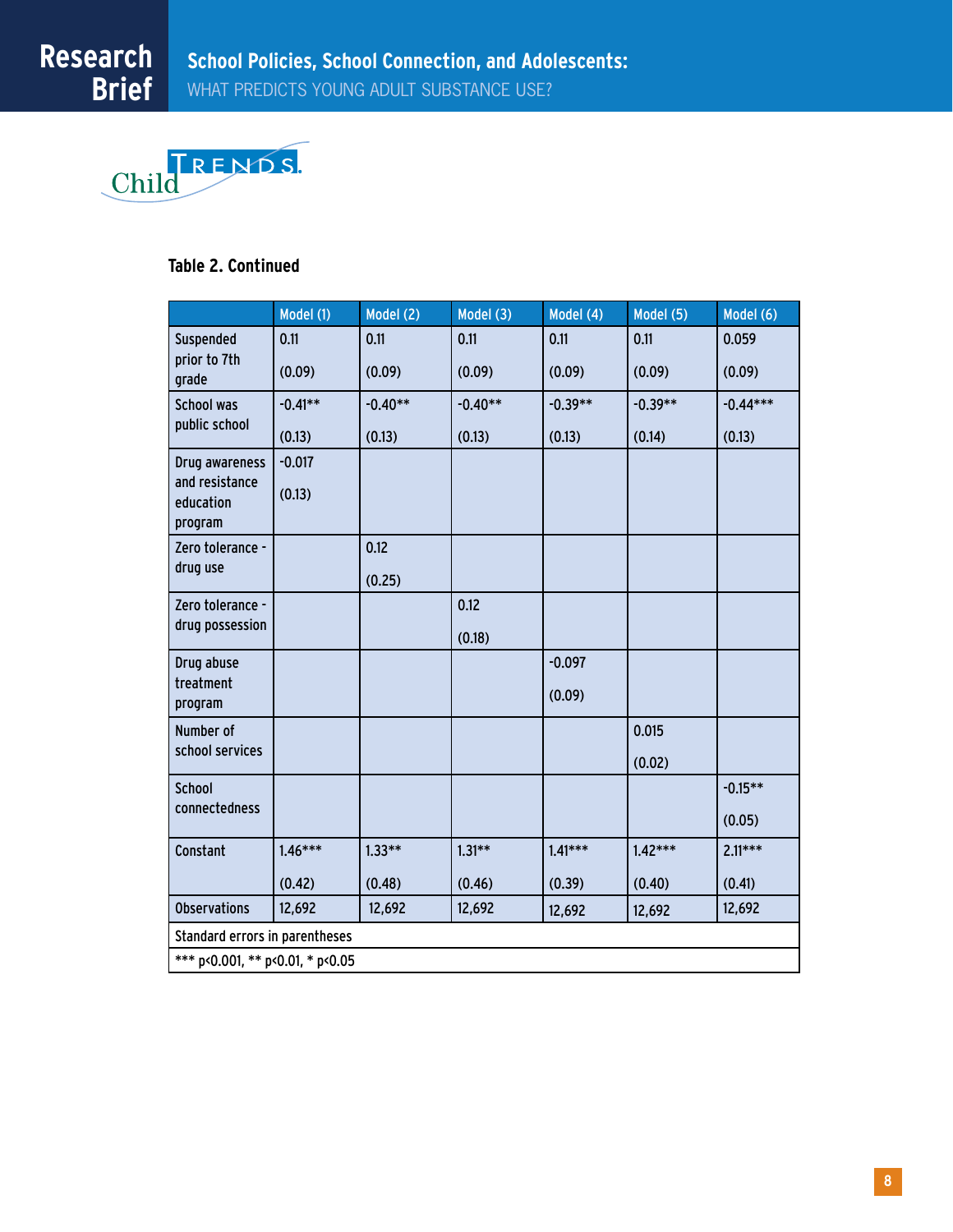**Table 2. Continued**

| | Model (1) | Model (2) | Model (3) | Model (4) | Model (5) | Model (6) |
|---|---|---|---|---|---|---|
| Suspended prior to 7th grade | 0.11<br>(0.09) | 0.11<br>(0.09) | 0.11<br>(0.09) | 0.11<br>(0.09) | 0.11<br>(0.09) | 0.059<br>(0.09) |
| School was public school | -0.41**<br>(0.13) | -0.40**<br>(0.13) | -0.40**<br>(0.13) | -0.39**<br>(0.13) | -0.39**<br>(0.14) | -0.44***<br>(0.13) |
| Drug awareness and resistance education program | -0.017<br>(0.13) | | | | | |
| Zero tolerance - drug use | | 0.12<br>(0.25) | | | | |
| Zero tolerance - drug possession | | | 0.12<br>(0.18) | | | |
| Drug abuse treatment program | | | | -0.097<br>(0.09) | | |
| Number of school services | | | | | 0.015<br>(0.02) | |
| School connectedness | | | | | | -0.15**<br>(0.05) |
| Constant | 1.46***<br>(0.42) | 1.33**<br>(0.48) | 1.31**<br>(0.46) | 1.41***<br>(0.39) | 1.42***<br>(0.40) | 2.11***<br>(0.41) |
| Observations | 12,692 | 12,692 | 12,692 | 12,692 | 12,692 | 12,692 |
| Standard errors in parentheses | | | | | | |
| *** p<0.001, ** p<0.01, * p<0.05 | | | | | | |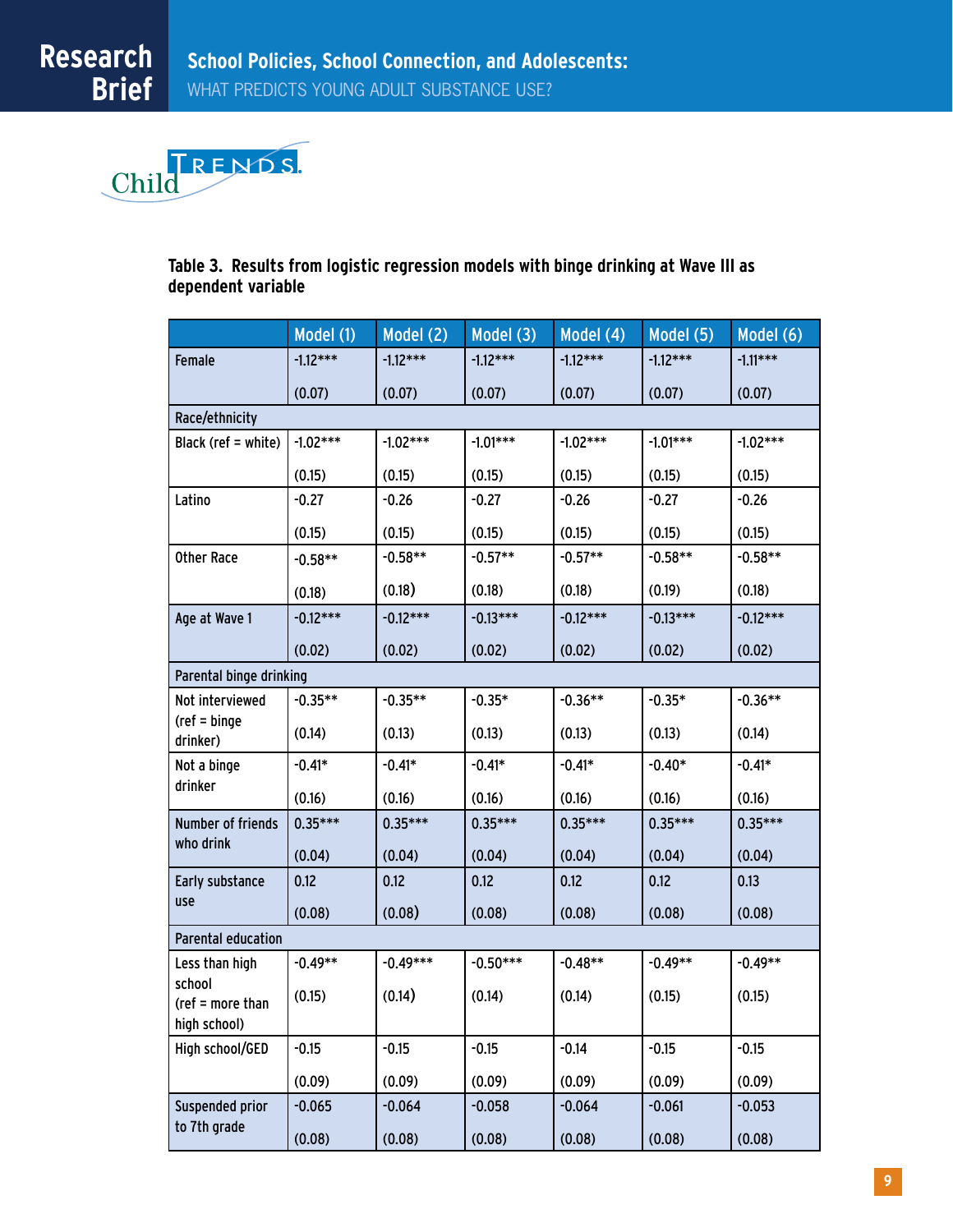**Table 3. Results from logistic regression models with binge drinking at Wave III as dependent variable**

| | Model (1) | Model (2) | Model (3) | Model (4) | Model (5) | Model (6) |
|---|---|---|---|---|---|---|
| Female | -1.12*** | -1.12*** | -1.12*** | -1.12*** | -1.12*** | -1.11*** |
| | (0.07) | (0.07) | (0.07) | (0.07) | (0.07) | (0.07) |
| Race/ethnicity | | | | | | |
| Black (ref = white) | -1.02*** | -1.02*** | -1.01*** | -1.02*** | -1.01*** | -1.02*** |
| | (0.15) | (0.15) | (0.15) | (0.15) | (0.15) | (0.15) |
| Latino | -0.27 | -0.26 | -0.27 | -0.26 | -0.27 | -0.26 |
| | (0.15) | (0.15) | (0.15) | (0.15) | (0.15) | (0.15) |
| Other Race | -0.58** | -0.58** | -0.57** | -0.57** | -0.58** | -0.58** |
| | (0.18) | (0.18) | (0.18) | (0.18) | (0.19) | (0.18) |
| Age at Wave 1 | -0.12*** | -0.12*** | -0.13*** | -0.12*** | -0.13*** | -0.12*** |
| | (0.02) | (0.02) | (0.02) | (0.02) | (0.02) | (0.02) |
| Parental binge drinking | | | | | | |
| Not interviewed (ref = binge drinker) | -0.35** | -0.35** | -0.35* | -0.36** | -0.35* | -0.36** |
| | (0.14) | (0.13) | (0.13) | (0.13) | (0.13) | (0.14) |
| Not a binge drinker | -0.41* | -0.41* | -0.41* | -0.41* | -0.40* | -0.41* |
| | (0.16) | (0.16) | (0.16) | (0.16) | (0.16) | (0.16) |
| Number of friends who drink | 0.35*** | 0.35*** | 0.35*** | 0.35*** | 0.35*** | 0.35*** |
| | (0.04) | (0.04) | (0.04) | (0.04) | (0.04) | (0.04) |
| Early substance use | 0.12 | 0.12 | 0.12 | 0.12 | 0.12 | 0.13 |
| | (0.08) | (0.08) | (0.08) | (0.08) | (0.08) | (0.08) |
| Parental education | | | | | | |
| Less than high school (ref = more than high school) | -0.49** | -0.49*** | -0.50*** | -0.48** | -0.49** | -0.49** |
| | (0.15) | (0.14) | (0.14) | (0.14) | (0.15) | (0.15) |
| High school/GED | -0.15 | -0.15 | -0.15 | -0.14 | -0.15 | -0.15 |
| | (0.09) | (0.09) | (0.09) | (0.09) | (0.09) | (0.09) |
| Suspended prior to 7th grade | -0.065 | -0.064 | -0.058 | -0.064 | -0.061 | -0.053 |
| | (0.08) | (0.08) | (0.08) | (0.08) | (0.08) | (0.08) |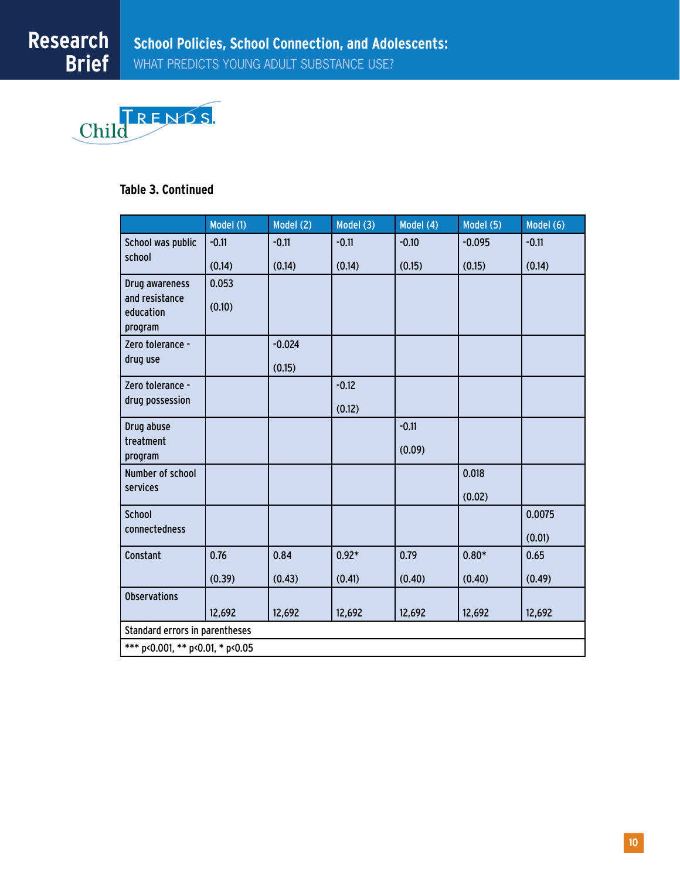**Table 3. Continued**

| | Model (1) | Model (2) | Model (3) | Model (4) | Model (5) | Model (6) |
|---|---|---|---|---|---|---|
| School was public school | -0.11<br>(0.14) | -0.11<br>(0.14) | -0.11<br>(0.14) | -0.10<br>(0.15) | -0.095<br>(0.15) | -0.11<br>(0.14) |
| Drug awareness and resistance education program | 0.053<br>(0.10) | | | | | |
| Zero tolerance - drug use | | -0.024<br>(0.15) | | | | |
| Zero tolerance - drug possession | | | -0.12<br>(0.12) | | | |
| Drug abuse treatment program | | | | -0.11<br>(0.09) | | |
| Number of school services | | | | | 0.018<br>(0.02) | |
| School connectedness | | | | | | 0.0075<br>(0.01) |
| Constant | 0.76<br>(0.39) | 0.84<br>(0.43) | 0.92*<br>(0.41) | 0.79<br>(0.40) | 0.80*<br>(0.40) | 0.65<br>(0.49) |
| Observations | 12,692 | 12,692 | 12,692 | 12,692 | 12,692 | 12,692 |

Standard errors in parentheses

*** p<0.001, ** p<0.01, * p<0.05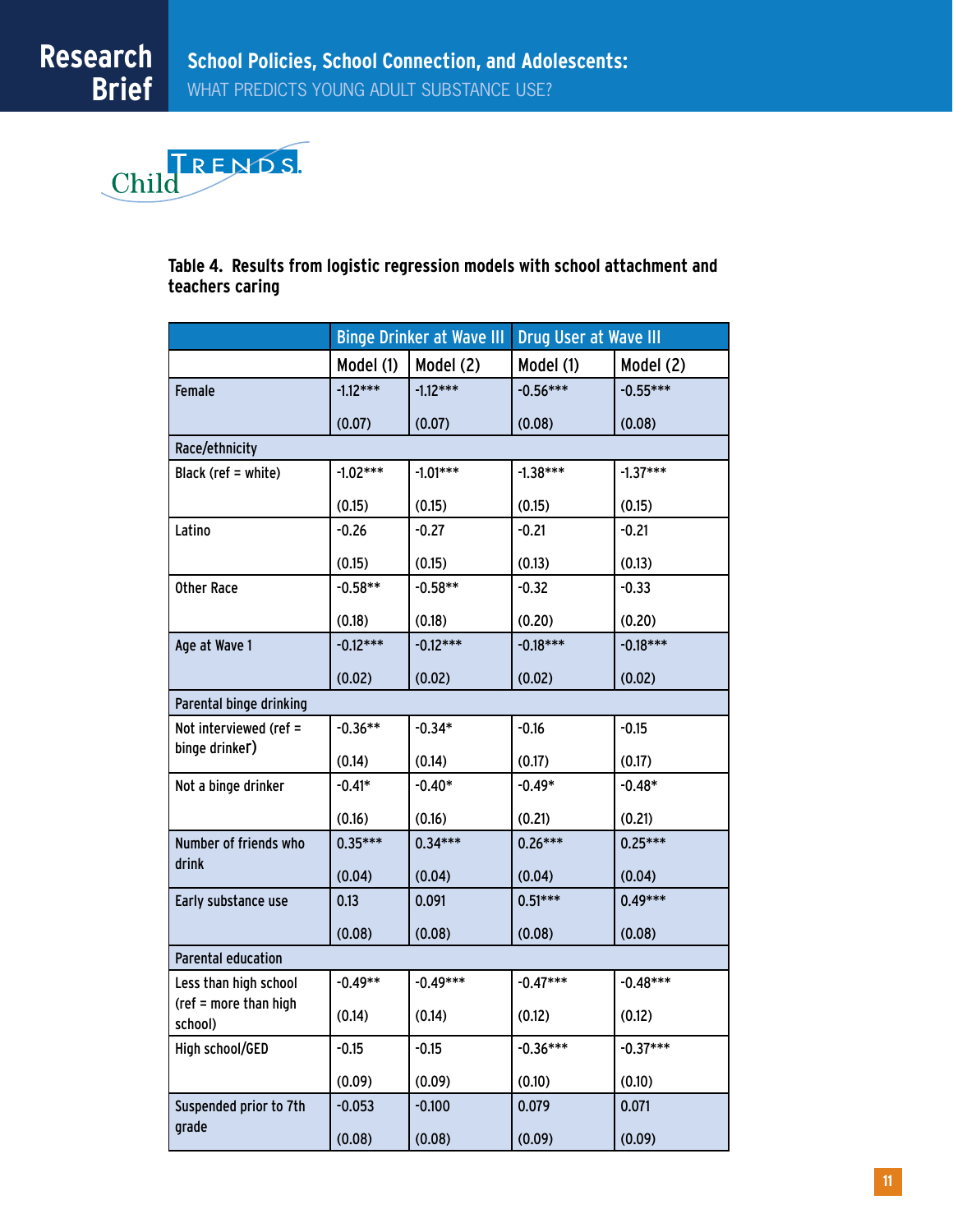**Table 4. Results from logistic regression models with school attachment and teachers caring**

| | Binge Drinker at Wave III | | Drug User at Wave III | |
|---|---|---|---|---|
| | Model (1) | Model (2) | Model (1) | Model (2) |
| Female | -1.12*** | -1.12*** | -0.56*** | -0.55*** |
| | (0.07) | (0.07) | (0.08) | (0.08) |
| Race/ethnicity | | | | |
| Black (ref = white) | -1.02*** | -1.01*** | -1.38*** | -1.37*** |
| | (0.15) | (0.15) | (0.15) | (0.15) |
| Latino | -0.26 | -0.27 | -0.21 | -0.21 |
| | (0.15) | (0.15) | (0.13) | (0.13) |
| Other Race | -0.58** | -0.58** | -0.32 | -0.33 |
| | (0.18) | (0.18) | (0.20) | (0.20) |
| Age at Wave 1 | -0.12*** | -0.12*** | -0.18*** | -0.18*** |
| | (0.02) | (0.02) | (0.02) | (0.02) |
| Parental binge drinking | | | | |
| Not interviewed (ref = binge drinker) | -0.36** | -0.34* | -0.16 | -0.15 |
| | (0.14) | (0.14) | (0.17) | (0.17) |
| Not a binge drinker | -0.41* | -0.40* | -0.49* | -0.48* |
| | (0.16) | (0.16) | (0.21) | (0.21) |
| Number of friends who drink | 0.35*** | 0.34*** | 0.26*** | 0.25*** |
| | (0.04) | (0.04) | (0.04) | (0.04) |
| Early substance use | 0.13 | 0.091 | 0.51*** | 0.49*** |
| | (0.08) | (0.08) | (0.08) | (0.08) |
| Parental education | | | | |
| Less than high school (ref = more than high school) | -0.49** | -0.49*** | -0.47*** | -0.48*** |
| | (0.14) | (0.14) | (0.12) | (0.12) |
| High school/GED | -0.15 | -0.15 | -0.36*** | -0.37*** |
| | (0.09) | (0.09) | (0.10) | (0.10) |
| Suspended prior to 7th grade | -0.053 | -0.100 | 0.079 | 0.071 |
| | (0.08) | (0.08) | (0.09) | (0.09) |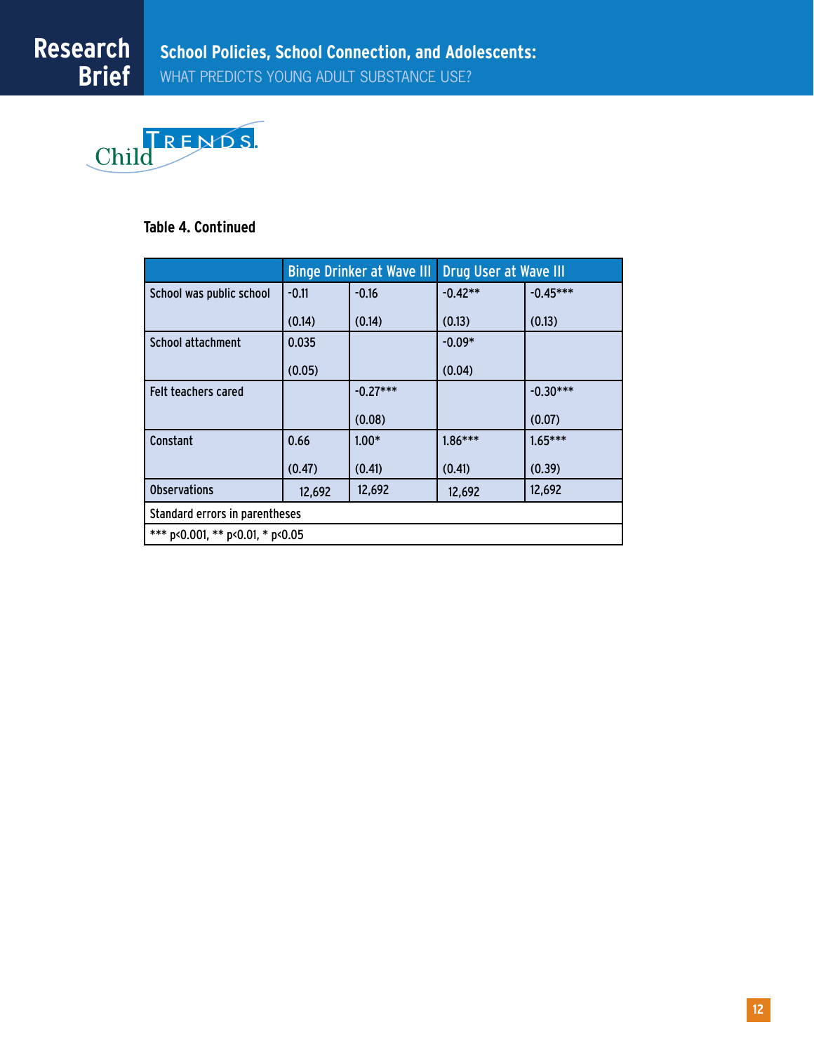**Table 4. Continued**

| | Binge Drinker at Wave III | | Drug User at Wave III | |
|---|---|---|---|---|
| School was public school | -0.11<br>(0.14) | -0.16<br>(0.14) | -0.42**<br>(0.13) | -0.45***<br>(0.13) |
| School attachment | 0.035<br>(0.05) | | -0.09*<br>(0.04) | |
| Felt teachers cared | | -0.27***<br>(0.08) | | -0.30***<br>(0.07) |
| Constant | 0.66<br>(0.47) | 1.00*<br>(0.41) | 1.86***<br>(0.41) | 1.65***<br>(0.39) |
| Observations | 12,692 | 12,692 | 12,692 | 12,692 |

Standard errors in parentheses

*** p<0.001, ** p<0.01, * p<0.05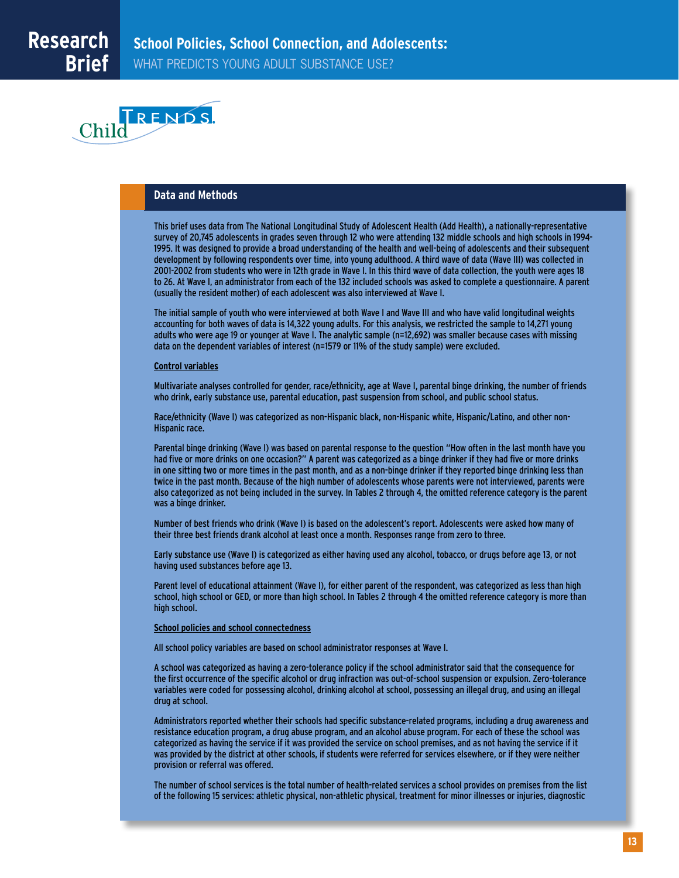## Data and Methods

This brief uses data from The National Longitudinal Study of Adolescent Health (Add Health), a nationally-representative survey of 20,745 adolescents in grades seven through 12 who were attending 132 middle schools and high schools in 1994-1995. It was designed to provide a broad understanding of the health and well-being of adolescents and their subsequent development by following respondents over time, into young adulthood. A third wave of data (Wave III) was collected in 2001-2002 from students who were in 12th grade in Wave I. In this third wave of data collection, the youth were ages 18 to 26. At Wave I, an administrator from each of the 132 included schools was asked to complete a questionnaire. A parent (usually the resident mother) of each adolescent was also interviewed at Wave I.

The initial sample of youth who were interviewed at both Wave I and Wave III and who have valid longitudinal weights accounting for both waves of data is 14,322 young adults. For this analysis, we restricted the sample to 14,271 young adults who were age 19 or younger at Wave I. The analytic sample (n=12,692) was smaller because cases with missing data on the dependent variables of interest (n=1579 or 11% of the study sample) were excluded.

### Control variables

Multivariate analyses controlled for gender, race/ethnicity, age at Wave I, parental binge drinking, the number of friends who drink, early substance use, parental education, past suspension from school, and public school status.

Race/ethnicity (Wave I) was categorized as non-Hispanic black, non-Hispanic white, Hispanic/Latino, and other non-Hispanic race.

Parental binge drinking (Wave I) was based on parental response to the question "How often in the last month have you had five or more drinks on one occasion?" A parent was categorized as a binge drinker if they had five or more drinks in one sitting two or more times in the past month, and as a non-binge drinker if they reported binge drinking less than twice in the past month. Because of the high number of adolescents whose parents were not interviewed, parents were also categorized as not being included in the survey. In Tables 2 through 4, the omitted reference category is the parent was a binge drinker.

Number of best friends who drink (Wave I) is based on the adolescent's report. Adolescents were asked how many of their three best friends drank alcohol at least once a month. Responses range from zero to three.

Early substance use (Wave I) is categorized as either having used any alcohol, tobacco, or drugs before age 13, or not having used substances before age 13.

Parent level of educational attainment (Wave I), for either parent of the respondent, was categorized as less than high school, high school or GED, or more than high school. In Tables 2 through 4 the omitted reference category is more than high school.

### School policies and school connectedness

All school policy variables are based on school administrator responses at Wave I.

A school was categorized as having a zero-tolerance policy if the school administrator said that the consequence for the first occurrence of the specific alcohol or drug infraction was out-of-school suspension or expulsion. Zero-tolerance variables were coded for possessing alcohol, drinking alcohol at school, possessing an illegal drug, and using an illegal drug at school.

Administrators reported whether their schools had specific substance-related programs, including a drug awareness and resistance education program, a drug abuse program, and an alcohol abuse program. For each of these the school was categorized as having the service if it was provided the service on school premises, and as not having the service if it was provided by the district at other schools, if students were referred for services elsewhere, or if they were neither provision or referral was offered.

The number of school services is the total number of health-related services a school provides on premises from the list of the following 15 services: athletic physical, non-athletic physical, treatment for minor illnesses or injuries, diagnostic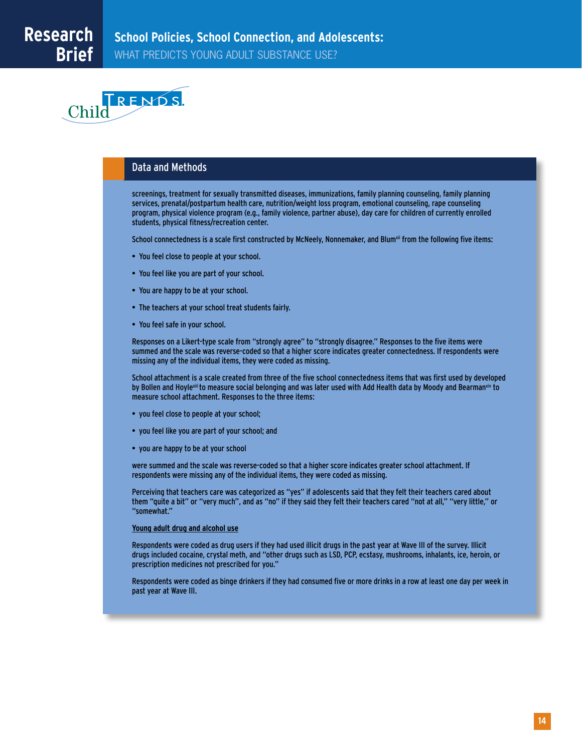## Data and Methods

screenings, treatment for sexually transmitted diseases, immunizations, family planning counseling, family planning services, prenatal/postpartum health care, nutrition/weight loss program, emotional counseling, rape counseling program, physical violence program (e.g., family violence, partner abuse), day care for children of currently enrolled students, physical fitness/recreation center.

School connectedness is a scale first constructed by McNeely, Nonnemaker, and Blum[xii] from the following five items:

- You feel close to people at your school.
- You feel like you are part of your school.
- You are happy to be at your school.
- The teachers at your school treat students fairly.
- You feel safe in your school.

Responses on a Likert-type scale from "strongly agree" to "strongly disagree." Responses to the five items were summed and the scale was reverse-coded so that a higher score indicates greater connectedness. If respondents were missing any of the individual items, they were coded as missing.

School attachment is a scale created from three of the five school connectedness items that was first used by developed by Bollen and Hoyle[xiii] to measure social belonging and was later used with Add Health data by Moody and Bearman[xiv] to measure school attachment. Responses to the three items:

- you feel close to people at your school;
- you feel like you are part of your school; and
- you are happy to be at your school

were summed and the scale was reverse-coded so that a higher score indicates greater school attachment. If respondents were missing any of the individual items, they were coded as missing.

Perceiving that teachers care was categorized as "yes" if adolescents said that they felt their teachers cared about them "quite a bit" or "very much", and as "no" if they said they felt their teachers cared "not at all," "very little," or "somewhat."

**Young adult drug and alcohol use**

Respondents were coded as drug users if they had used illicit drugs in the past year at Wave III of the survey. Illicit drugs included cocaine, crystal meth, and "other drugs such as LSD, PCP, ecstasy, mushrooms, inhalants, ice, heroin, or prescription medicines not prescribed for you."

Respondents were coded as binge drinkers if they had consumed five or more drinks in a row at least one day per week in past year at Wave III.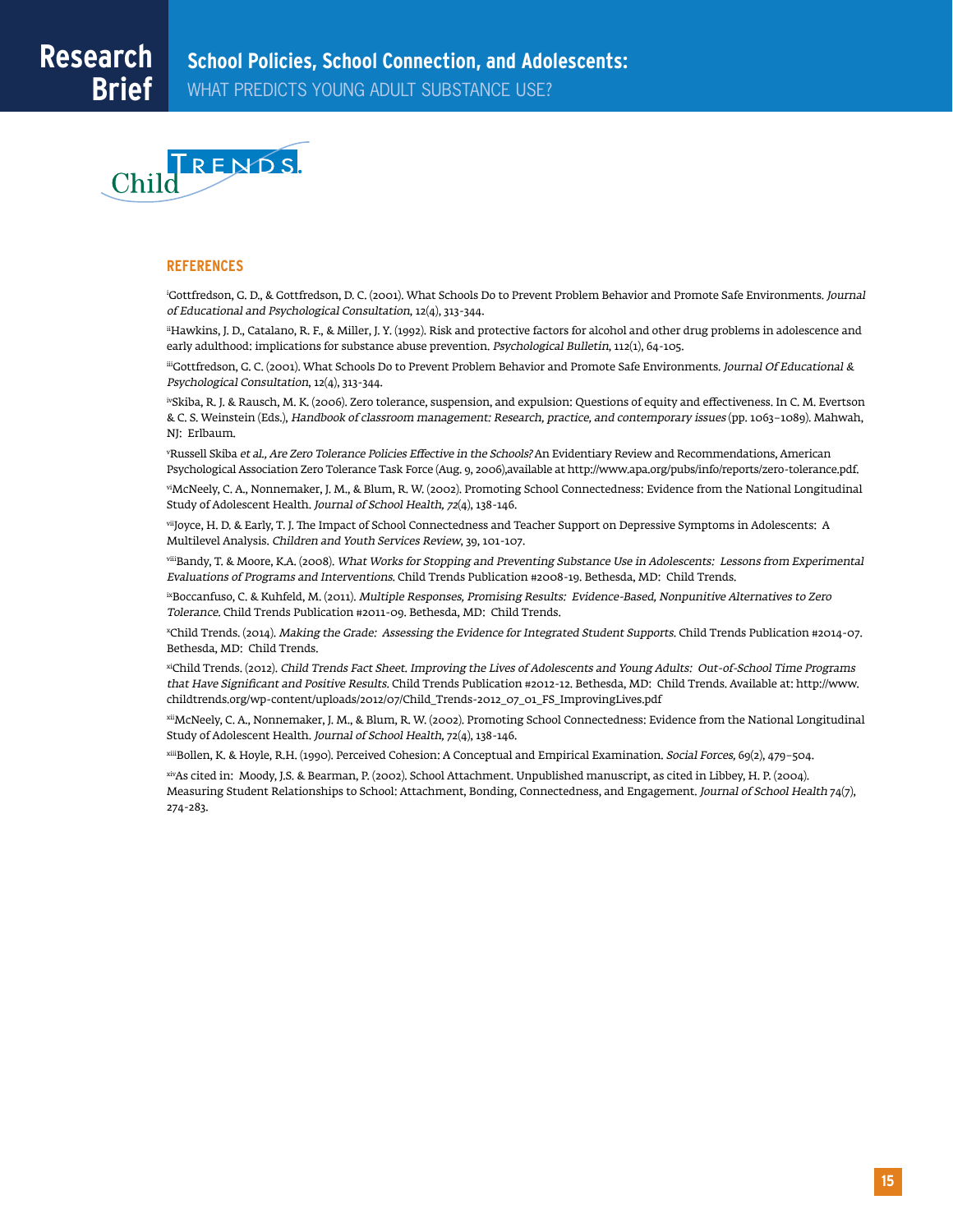## REFERENCES

[i]Gottfredson, G. D., & Gottfredson, D. C. (2001). What Schools Do to Prevent Problem Behavior and Promote Safe Environments. *Journal of Educational and Psychological Consultation*, 12(4), 313-344.

[ii]Hawkins, J. D., Catalano, R. F., & Miller, J. Y. (1992). Risk and protective factors for alcohol and other drug problems in adolescence and early adulthood: implications for substance abuse prevention. *Psychological Bulletin*, 112(1), 64-105.

[iii]Gottfredson, G. C. (2001). What Schools Do to Prevent Problem Behavior and Promote Safe Environments. *Journal Of Educational & Psychological Consultation*, 12(4), 313-344.

[iv]Skiba, R. J. & Rausch, M. K. (2006). Zero tolerance, suspension, and expulsion: Questions of equity and effectiveness. In C. M. Evertson & C. S. Weinstein (Eds.), *Handbook of classroom management: Research, practice, and contemporary issues* (pp. 1063–1089). Mahwah, NJ: Erlbaum.

[v]Russell Skiba *et al., Are Zero Tolerance Policies Effective in the Schools?* An Evidentiary Review and Recommendations, American Psychological Association Zero Tolerance Task Force (Aug. 9, 2006),available at http://www.apa.org/pubs/info/reports/zero-tolerance.pdf.

[vi]McNeely, C. A., Nonnemaker, J. M., & Blum, R. W. (2002). Promoting School Connectedness: Evidence from the National Longitudinal Study of Adolescent Health. *Journal of School Health, 72*(4), 138-146.

[vii]Joyce, H. D. & Early, T. J. The Impact of School Connectedness and Teacher Support on Depressive Symptoms in Adolescents: A Multilevel Analysis. *Children and Youth Services Review*, 39, 101-107.

[viii]Bandy, T. & Moore, K.A. (2008). *What Works for Stopping and Preventing Substance Use in Adolescents: Lessons from Experimental Evaluations of Programs and Interventions.* Child Trends Publication #2008-19. Bethesda, MD: Child Trends.

[ix]Boccanfuso, C. & Kuhfeld, M. (2011). *Multiple Responses, Promising Results: Evidence-Based, Nonpunitive Alternatives to Zero Tolerance.* Child Trends Publication #2011-09. Bethesda, MD: Child Trends.

[x]Child Trends. (2014). *Making the Grade: Assessing the Evidence for Integrated Student Supports.* Child Trends Publication #2014-07. Bethesda, MD: Child Trends.

[xi]Child Trends. (2012). *Child Trends Fact Sheet. Improving the Lives of Adolescents and Young Adults: Out-of-School Time Programs that Have Significant and Positive Results.* Child Trends Publication #2012-12. Bethesda, MD: Child Trends. Available at: http://www.childtrends.org/wp-content/uploads/2012/07/Child_Trends-2012_07_01_FS_ImprovingLives.pdf

[xii]McNeely, C. A., Nonnemaker, J. M., & Blum, R. W. (2002). Promoting School Connectedness: Evidence from the National Longitudinal Study of Adolescent Health. *Journal of School Health, 72*(4), 138-146.

[xiii]Bollen, K. & Hoyle, R.H. (1990). Perceived Cohesion: A Conceptual and Empirical Examination. *Social Forces,* 69(2), 479–504.

[xiv]As cited in: Moody, J.S. & Bearman, P. (2002). School Attachment. Unpublished manuscript, as cited in Libbey, H. P. (2004). Measuring Student Relationships to School: Attachment, Bonding, Connectedness, and Engagement. *Journal of School Health* 74(7), 274-283.